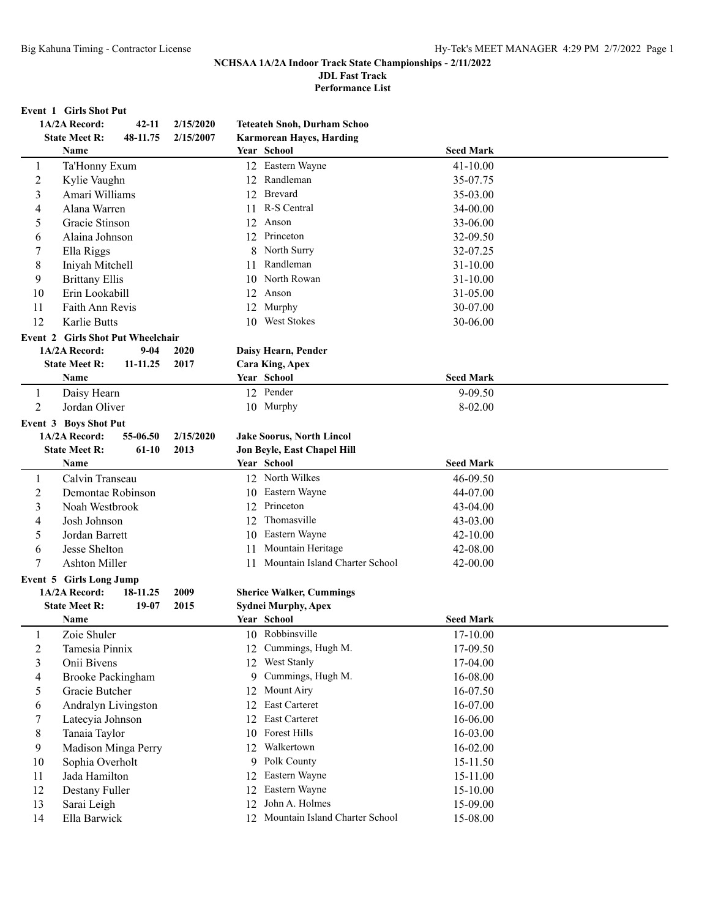# NCHSAA 1A/2A Indoor Track State Championships - 2/11/2022

**JDL Fast Track**

**Performance List**

## Event 1 Girls Shot Put

**1A/2A Record:** 42-11 2/15/2020 **Teteateh Snoh, Durham Schoo**

**State Meet R:** 48-11.75 2/15/2007 **Karmorean Hayes, Harding**

| | Name | Year | School | Seed Mark |
|---|---|---|---|---|
| 1 | Ta'Honny Exum | 12 | Eastern Wayne | 41-10.00 |
| 2 | Kylie Vaughn | 12 | Randleman | 35-07.75 |
| 3 | Amari Williams | 12 | Brevard | 35-03.00 |
| 4 | Alana Warren | 11 | R-S Central | 34-00.00 |
| 5 | Gracie Stinson | 12 | Anson | 33-06.00 |
| 6 | Alaina Johnson | 12 | Princeton | 32-09.50 |
| 7 | Ella Riggs | 8 | North Surry | 32-07.25 |
| 8 | Iniyah Mitchell | 11 | Randleman | 31-10.00 |
| 9 | Brittany Ellis | 10 | North Rowan | 31-10.00 |
| 10 | Erin Lookabill | 12 | Anson | 31-05.00 |
| 11 | Faith Ann Revis | 12 | Murphy | 30-07.00 |
| 12 | Karlie Butts | 10 | West Stokes | 30-06.00 |

## Event 2 Girls Shot Put Wheelchair

**1A/2A Record:** 9-04 2020 **Daisy Hearn, Pender**

**State Meet R:** 11-11.25 2017 **Cara King, Apex**

| | Name | Year | School | Seed Mark |
|---|---|---|---|---|
| 1 | Daisy Hearn | 12 | Pender | 9-09.50 |
| 2 | Jordan Oliver | 10 | Murphy | 8-02.00 |

## Event 3 Boys Shot Put

**1A/2A Record:** 55-06.50 2/15/2020 **Jake Soorus, North Lincol**

**State Meet R:** 61-10 2013 **Jon Beyle, East Chapel Hill**

| | Name | Year | School | Seed Mark |
|---|---|---|---|---|
| 1 | Calvin Transeau | 12 | North Wilkes | 46-09.50 |
| 2 | Demontae Robinson | 10 | Eastern Wayne | 44-07.00 |
| 3 | Noah Westbrook | 12 | Princeton | 43-04.00 |
| 4 | Josh Johnson | 12 | Thomasville | 43-03.00 |
| 5 | Jordan Barrett | 10 | Eastern Wayne | 42-10.00 |
| 6 | Jesse Shelton | 11 | Mountain Heritage | 42-08.00 |
| 7 | Ashton Miller | 11 | Mountain Island Charter School | 42-00.00 |

## Event 5 Girls Long Jump

**1A/2A Record:** 18-11.25 2009 **Sherice Walker, Cummings**

**State Meet R:** 19-07 2015 **Sydnei Murphy, Apex**

| | Name | Year | School | Seed Mark |
|---|---|---|---|---|
| 1 | Zoie Shuler | 10 | Robbinsville | 17-10.00 |
| 2 | Tamesia Pinnix | 12 | Cummings, Hugh M. | 17-09.50 |
| 3 | Onii Bivens | 12 | West Stanly | 17-04.00 |
| 4 | Brooke Packingham | 9 | Cummings, Hugh M. | 16-08.00 |
| 5 | Gracie Butcher | 12 | Mount Airy | 16-07.50 |
| 6 | Andralyn Livingston | 12 | East Carteret | 16-07.00 |
| 7 | Latecyia Johnson | 12 | East Carteret | 16-06.00 |
| 8 | Tanaia Taylor | 10 | Forest Hills | 16-03.00 |
| 9 | Madison Minga Perry | 12 | Walkertown | 16-02.00 |
| 10 | Sophia Overholt | 9 | Polk County | 15-11.50 |
| 11 | Jada Hamilton | 12 | Eastern Wayne | 15-11.00 |
| 12 | Destany Fuller | 12 | Eastern Wayne | 15-10.00 |
| 13 | Sarai Leigh | 12 | John A. Holmes | 15-09.00 |
| 14 | Ella Barwick | 12 | Mountain Island Charter School | 15-08.00 |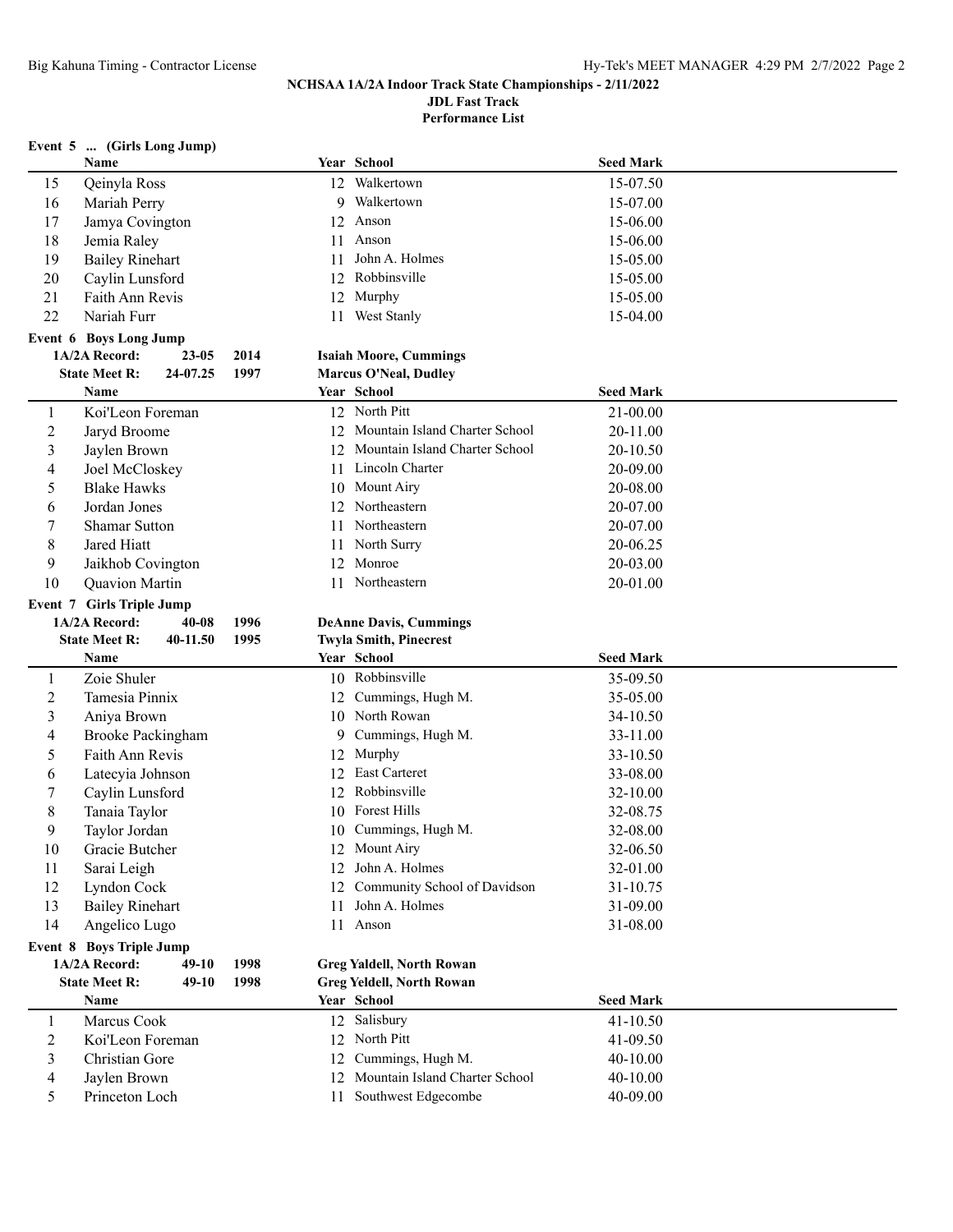**NCHSAA 1A/2A Indoor Track State Championships - 2/11/2022**
**JDL Fast Track**
**Performance List**

**Event 5 ... (Girls Long Jump)**

| | Name | Year | School | Seed Mark |
|---|---|---|---|---|
| 15 | Qeinyla Ross | 12 | Walkertown | 15-07.50 |
| 16 | Mariah Perry | 9 | Walkertown | 15-07.00 |
| 17 | Jamya Covington | 12 | Anson | 15-06.00 |
| 18 | Jemia Raley | 11 | Anson | 15-06.00 |
| 19 | Bailey Rinehart | 11 | John A. Holmes | 15-05.00 |
| 20 | Caylin Lunsford | 12 | Robbinsville | 15-05.00 |
| 21 | Faith Ann Revis | 12 | Murphy | 15-05.00 |
| 22 | Nariah Furr | 11 | West Stanly | 15-04.00 |

**Event 6 Boys Long Jump**

1A/2A Record: 23-05 2014 **Isaiah Moore, Cummings**
State Meet R: 24-07.25 1997 **Marcus O'Neal, Dudley**

| | Name | Year | School | Seed Mark |
|---|---|---|---|---|
| 1 | Koi'Leon Foreman | 12 | North Pitt | 21-00.00 |
| 2 | Jaryd Broome | 12 | Mountain Island Charter School | 20-11.00 |
| 3 | Jaylen Brown | 12 | Mountain Island Charter School | 20-10.50 |
| 4 | Joel McCloskey | 11 | Lincoln Charter | 20-09.00 |
| 5 | Blake Hawks | 10 | Mount Airy | 20-08.00 |
| 6 | Jordan Jones | 12 | Northeastern | 20-07.00 |
| 7 | Shamar Sutton | 11 | Northeastern | 20-07.00 |
| 8 | Jared Hiatt | 11 | North Surry | 20-06.25 |
| 9 | Jaikhob Covington | 12 | Monroe | 20-03.00 |
| 10 | Quavion Martin | 11 | Northeastern | 20-01.00 |

**Event 7 Girls Triple Jump**

1A/2A Record: 40-08 1996 **DeAnne Davis, Cummings**
State Meet R: 40-11.50 1995 **Twyla Smith, Pinecrest**

| | Name | Year | School | Seed Mark |
|---|---|---|---|---|
| 1 | Zoie Shuler | 10 | Robbinsville | 35-09.50 |
| 2 | Tamesia Pinnix | 12 | Cummings, Hugh M. | 35-05.00 |
| 3 | Aniya Brown | 10 | North Rowan | 34-10.50 |
| 4 | Brooke Packingham | 9 | Cummings, Hugh M. | 33-11.00 |
| 5 | Faith Ann Revis | 12 | Murphy | 33-10.50 |
| 6 | Latecyia Johnson | 12 | East Carteret | 33-08.00 |
| 7 | Caylin Lunsford | 12 | Robbinsville | 32-10.00 |
| 8 | Tanaia Taylor | 10 | Forest Hills | 32-08.75 |
| 9 | Taylor Jordan | 10 | Cummings, Hugh M. | 32-08.00 |
| 10 | Gracie Butcher | 12 | Mount Airy | 32-06.50 |
| 11 | Sarai Leigh | 12 | John A. Holmes | 32-01.00 |
| 12 | Lyndon Cock | 12 | Community School of Davidson | 31-10.75 |
| 13 | Bailey Rinehart | 11 | John A. Holmes | 31-09.00 |
| 14 | Angelico Lugo | 11 | Anson | 31-08.00 |

**Event 8 Boys Triple Jump**

1A/2A Record: 49-10 1998 **Greg Yaldell, North Rowan**
State Meet R: 49-10 1998 **Greg Yeldell, North Rowan**

| | Name | Year | School | Seed Mark |
|---|---|---|---|---|
| 1 | Marcus Cook | 12 | Salisbury | 41-10.50 |
| 2 | Koi'Leon Foreman | 12 | North Pitt | 41-09.50 |
| 3 | Christian Gore | 12 | Cummings, Hugh M. | 40-10.00 |
| 4 | Jaylen Brown | 12 | Mountain Island Charter School | 40-10.00 |
| 5 | Princeton Loch | 11 | Southwest Edgecombe | 40-09.00 |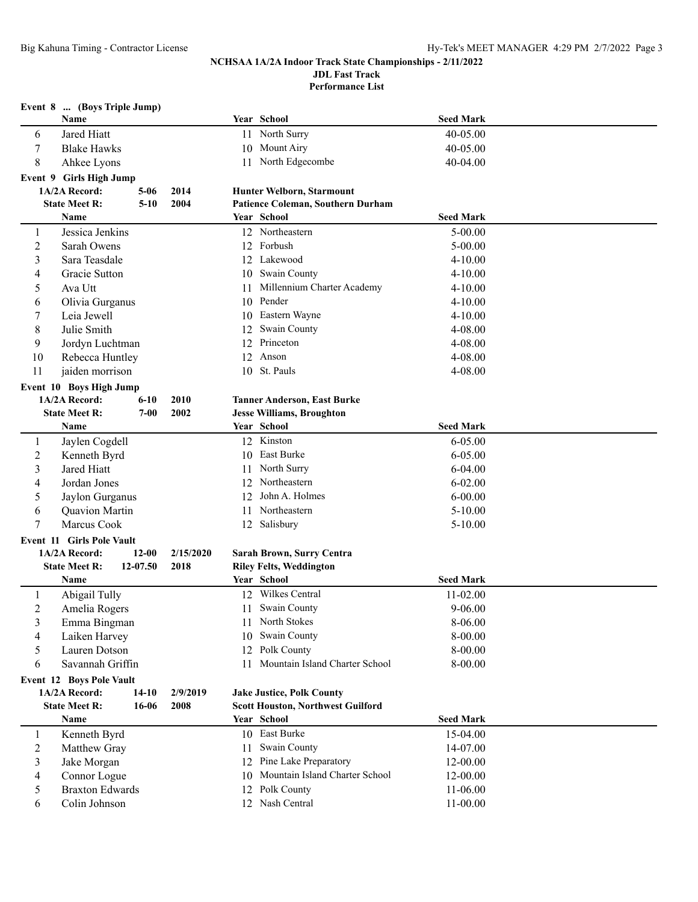NCHSAA 1A/2A Indoor Track State Championships - 2/11/2022

JDL Fast Track

Performance List

**Event 8 ... (Boys Triple Jump)**

| | Name | Year | School | Seed Mark |
|---|---|---|---|---|
| 6 | Jared Hiatt | 11 | North Surry | 40-05.00 |
| 7 | Blake Hawks | 10 | Mount Airy | 40-05.00 |
| 8 | Ahkee Lyons | 11 | North Edgecombe | 40-04.00 |

**Event 9 Girls High Jump**

**1A/2A Record:** 5-06 2014 **Hunter Welborn, Starmount**

**State Meet R:** 5-10 2004 **Patience Coleman, Southern Durham**

| | Name | Year | School | Seed Mark |
|---|---|---|---|---|
| 1 | Jessica Jenkins | 12 | Northeastern | 5-00.00 |
| 2 | Sarah Owens | 12 | Forbush | 5-00.00 |
| 3 | Sara Teasdale | 12 | Lakewood | 4-10.00 |
| 4 | Gracie Sutton | 10 | Swain County | 4-10.00 |
| 5 | Ava Utt | 11 | Millennium Charter Academy | 4-10.00 |
| 6 | Olivia Gurganus | 10 | Pender | 4-10.00 |
| 7 | Leia Jewell | 10 | Eastern Wayne | 4-10.00 |
| 8 | Julie Smith | 12 | Swain County | 4-08.00 |
| 9 | Jordyn Luchtman | 12 | Princeton | 4-08.00 |
| 10 | Rebecca Huntley | 12 | Anson | 4-08.00 |
| 11 | jaiden morrison | 10 | St. Pauls | 4-08.00 |

**Event 10 Boys High Jump**

**1A/2A Record:** 6-10 2010 **Tanner Anderson, East Burke**

**State Meet R:** 7-00 2002 **Jesse Williams, Broughton**

| | Name | Year | School | Seed Mark |
|---|---|---|---|---|
| 1 | Jaylen Cogdell | 12 | Kinston | 6-05.00 |
| 2 | Kenneth Byrd | 10 | East Burke | 6-05.00 |
| 3 | Jared Hiatt | 11 | North Surry | 6-04.00 |
| 4 | Jordan Jones | 12 | Northeastern | 6-02.00 |
| 5 | Jaylon Gurganus | 12 | John A. Holmes | 6-00.00 |
| 6 | Quavion Martin | 11 | Northeastern | 5-10.00 |
| 7 | Marcus Cook | 12 | Salisbury | 5-10.00 |

**Event 11 Girls Pole Vault**

**1A/2A Record:** 12-00 2/15/2020 **Sarah Brown, Surry Centra**

**State Meet R:** 12-07.50 2018 **Riley Felts, Weddington**

| | Name | Year | School | Seed Mark |
|---|---|---|---|---|
| 1 | Abigail Tully | 12 | Wilkes Central | 11-02.00 |
| 2 | Amelia Rogers | 11 | Swain County | 9-06.00 |
| 3 | Emma Bingman | 11 | North Stokes | 8-06.00 |
| 4 | Laiken Harvey | 10 | Swain County | 8-00.00 |
| 5 | Lauren Dotson | 12 | Polk County | 8-00.00 |
| 6 | Savannah Griffin | 11 | Mountain Island Charter School | 8-00.00 |

**Event 12 Boys Pole Vault**

**1A/2A Record:** 14-10 2/9/2019 **Jake Justice, Polk County**

**State Meet R:** 16-06 2008 **Scott Houston, Northwest Guilford**

| | Name | Year | School | Seed Mark |
|---|---|---|---|---|
| 1 | Kenneth Byrd | 10 | East Burke | 15-04.00 |
| 2 | Matthew Gray | 11 | Swain County | 14-07.00 |
| 3 | Jake Morgan | 12 | Pine Lake Preparatory | 12-00.00 |
| 4 | Connor Logue | 10 | Mountain Island Charter School | 12-00.00 |
| 5 | Braxton Edwards | 12 | Polk County | 11-06.00 |
| 6 | Colin Johnson | 12 | Nash Central | 11-00.00 |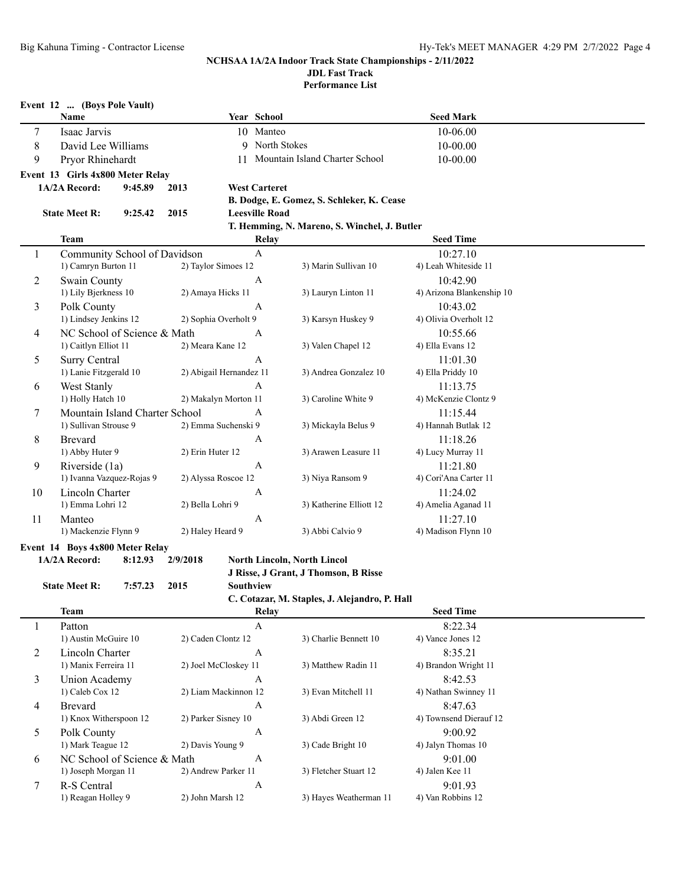# NCHSAA 1A/2A Indoor Track State Championships - 2/11/2022

## JDL Fast Track

## Performance List

### Event 12 ... (Boys Pole Vault)

| | Name | Year | School | Seed Mark |
|---|---|---|---|---|
| 7 | Isaac Jarvis | 10 | Manteo | 10-06.00 |
| 8 | David Lee Williams | 9 | North Stokes | 10-00.00 |
| 9 | Pryor Rhinehardt | 11 | Mountain Island Charter School | 10-00.00 |

### Event 13 Girls 4x800 Meter Relay

**1A/2A Record:** 9:45.89 2013 **West Carteret**
**B. Dodge, E. Gomez, S. Schleker, K. Cease**

**State Meet R:** 9:25.42 2015 **Leesville Road**
**T. Hemming, N. Mareno, S. Winchel, J. Butler**

| | Team | Relay | | Seed Time |
|---|---|---|---|---|
| 1 | Community School of Davidson | A | | 10:27.10 |
| | 1) Camryn Burton 11 | 2) Taylor Simoes 12 | 3) Marin Sullivan 10 | 4) Leah Whiteside 11 |
| 2 | Swain County | A | | 10:42.90 |
| | 1) Lily Bjerkness 10 | 2) Amaya Hicks 11 | 3) Lauryn Linton 11 | 4) Arizona Blankenship 10 |
| 3 | Polk County | A | | 10:43.02 |
| | 1) Lindsey Jenkins 12 | 2) Sophia Overholt 9 | 3) Karsyn Huskey 9 | 4) Olivia Overholt 12 |
| 4 | NC School of Science & Math | A | | 10:55.66 |
| | 1) Caitlyn Elliot 11 | 2) Meara Kane 12 | 3) Valen Chapel 12 | 4) Ella Evans 12 |
| 5 | Surry Central | A | | 11:01.30 |
| | 1) Lanie Fitzgerald 10 | 2) Abigail Hernandez 11 | 3) Andrea Gonzalez 10 | 4) Ella Priddy 10 |
| 6 | West Stanly | A | | 11:13.75 |
| | 1) Holly Hatch 10 | 2) Makalyn Morton 11 | 3) Caroline White 9 | 4) McKenzie Clontz 9 |
| 7 | Mountain Island Charter School | A | | 11:15.44 |
| | 1) Sullivan Strouse 9 | 2) Emma Suchenski 9 | 3) Mickayla Belus 9 | 4) Hannah Butlak 12 |
| 8 | Brevard | A | | 11:18.26 |
| | 1) Abby Huter 9 | 2) Erin Huter 12 | 3) Arawen Leasure 11 | 4) Lucy Murray 11 |
| 9 | Riverside (1a) | A | | 11:21.80 |
| | 1) Ivanna Vazquez-Rojas 9 | 2) Alyssa Roscoe 12 | 3) Niya Ransom 9 | 4) Cori'Ana Carter 11 |
| 10 | Lincoln Charter | A | | 11:24.02 |
| | 1) Emma Lohri 12 | 2) Bella Lohri 9 | 3) Katherine Elliott 12 | 4) Amelia Aganad 11 |
| 11 | Manteo | A | | 11:27.10 |
| | 1) Mackenzie Flynn 9 | 2) Haley Heard 9 | 3) Abbi Calvio 9 | 4) Madison Flynn 10 |

### Event 14 Boys 4x800 Meter Relay

**1A/2A Record:** 8:12.93 2/9/2018 **North Lincoln, North Lincol**
**J Risse, J Grant, J Thomson, B Risse**

**State Meet R:** 7:57.23 2015 **Southview**
**C. Cotazar, M. Staples, J. Alejandro, P. Hall**

| | Team | Relay | | Seed Time |
|---|---|---|---|---|
| 1 | Patton | A | | 8:22.34 |
| | 1) Austin McGuire 10 | 2) Caden Clontz 12 | 3) Charlie Bennett 10 | 4) Vance Jones 12 |
| 2 | Lincoln Charter | A | | 8:35.21 |
| | 1) Manix Ferreira 11 | 2) Joel McCloskey 11 | 3) Matthew Radin 11 | 4) Brandon Wright 11 |
| 3 | Union Academy | A | | 8:42.53 |
| | 1) Caleb Cox 12 | 2) Liam Mackinnon 12 | 3) Evan Mitchell 11 | 4) Nathan Swinney 11 |
| 4 | Brevard | A | | 8:47.63 |
| | 1) Knox Witherspoon 12 | 2) Parker Sisney 10 | 3) Abdi Green 12 | 4) Townsend Dierauf 12 |
| 5 | Polk County | A | | 9:00.92 |
| | 1) Mark Teague 12 | 2) Davis Young 9 | 3) Cade Bright 10 | 4) Jalyn Thomas 10 |
| 6 | NC School of Science & Math | A | | 9:01.00 |
| | 1) Joseph Morgan 11 | 2) Andrew Parker 11 | 3) Fletcher Stuart 12 | 4) Jalen Kee 11 |
| 7 | R-S Central | A | | 9:01.93 |
| | 1) Reagan Holley 9 | 2) John Marsh 12 | 3) Hayes Weatherman 11 | 4) Van Robbins 12 |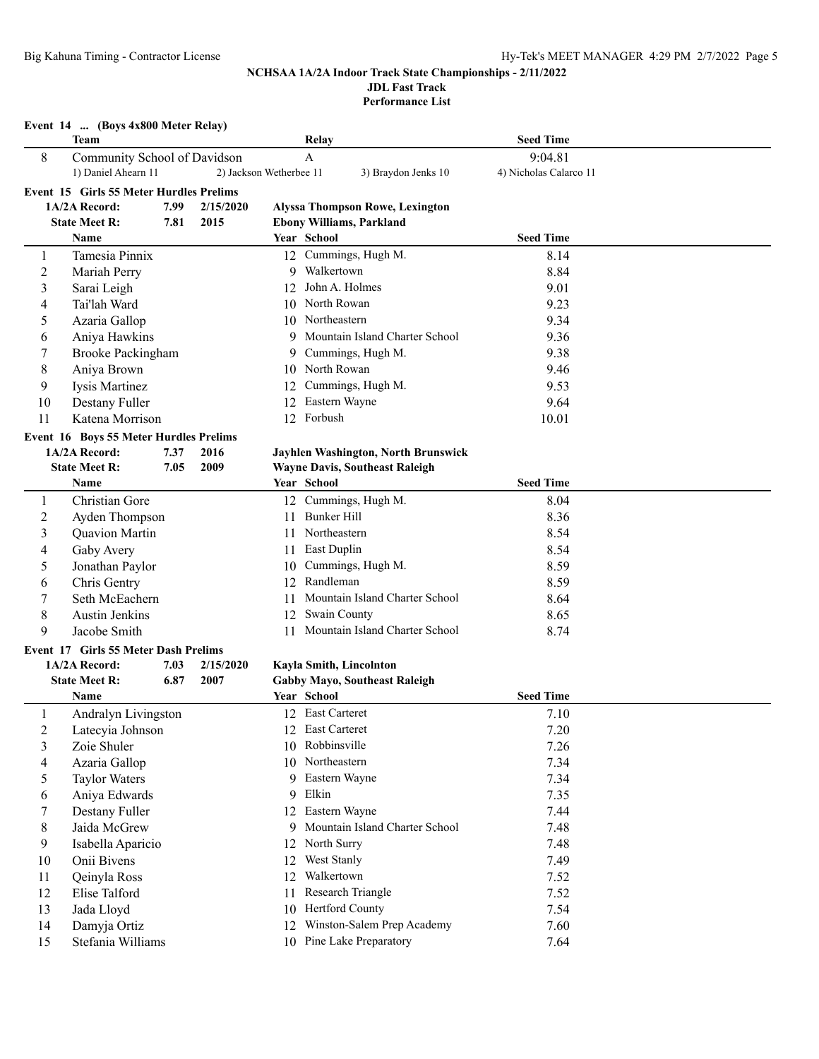NCHSAA 1A/2A Indoor Track State Championships - 2/11/2022

JDL Fast Track

Performance List

**Event 14 ... (Boys 4x800 Meter Relay)**

| | Team | Relay | | Seed Time |
|---|---|---|---|---|
| 8 | Community School of Davidson | A | | 9:04.81 |
| | 1) Daniel Ahearn 11 | 2) Jackson Wetherbee 11 | 3) Braydon Jenks 10 | 4) Nicholas Calarco 11 |

**Event 15 Girls 55 Meter Hurdles Prelims**

**1A/2A Record:** 7.99 2/15/2020 **Alyssa Thompson Rowe, Lexington**

**State Meet R:** 7.81 2015 **Ebony Williams, Parkland**

| | Name | Year | School | Seed Time |
|---|---|---|---|---|
| 1 | Tamesia Pinnix | 12 | Cummings, Hugh M. | 8.14 |
| 2 | Mariah Perry | 9 | Walkertown | 8.84 |
| 3 | Sarai Leigh | 12 | John A. Holmes | 9.01 |
| 4 | Tai'lah Ward | 10 | North Rowan | 9.23 |
| 5 | Azaria Gallop | 10 | Northeastern | 9.34 |
| 6 | Aniya Hawkins | 9 | Mountain Island Charter School | 9.36 |
| 7 | Brooke Packingham | 9 | Cummings, Hugh M. | 9.38 |
| 8 | Aniya Brown | 10 | North Rowan | 9.46 |
| 9 | Iysis Martinez | 12 | Cummings, Hugh M. | 9.53 |
| 10 | Destany Fuller | 12 | Eastern Wayne | 9.64 |
| 11 | Katena Morrison | 12 | Forbush | 10.01 |

**Event 16 Boys 55 Meter Hurdles Prelims**

**1A/2A Record:** 7.37 2016 **Jayhlen Washington, North Brunswick**

**State Meet R:** 7.05 2009 **Wayne Davis, Southeast Raleigh**

| | Name | Year | School | Seed Time |
|---|---|---|---|---|
| 1 | Christian Gore | 12 | Cummings, Hugh M. | 8.04 |
| 2 | Ayden Thompson | 11 | Bunker Hill | 8.36 |
| 3 | Quavion Martin | 11 | Northeastern | 8.54 |
| 4 | Gaby Avery | 11 | East Duplin | 8.54 |
| 5 | Jonathan Paylor | 10 | Cummings, Hugh M. | 8.59 |
| 6 | Chris Gentry | 12 | Randleman | 8.59 |
| 7 | Seth McEachern | 11 | Mountain Island Charter School | 8.64 |
| 8 | Austin Jenkins | 12 | Swain County | 8.65 |
| 9 | Jacobe Smith | 11 | Mountain Island Charter School | 8.74 |

**Event 17 Girls 55 Meter Dash Prelims**

**1A/2A Record:** 7.03 2/15/2020 **Kayla Smith, Lincolnton**

**State Meet R:** 6.87 2007 **Gabby Mayo, Southeast Raleigh**

| | Name | Year | School | Seed Time |
|---|---|---|---|---|
| 1 | Andralyn Livingston | 12 | East Carteret | 7.10 |
| 2 | Latecyia Johnson | 12 | East Carteret | 7.20 |
| 3 | Zoie Shuler | 10 | Robbinsville | 7.26 |
| 4 | Azaria Gallop | 10 | Northeastern | 7.34 |
| 5 | Taylor Waters | 9 | Eastern Wayne | 7.34 |
| 6 | Aniya Edwards | 9 | Elkin | 7.35 |
| 7 | Destany Fuller | 12 | Eastern Wayne | 7.44 |
| 8 | Jaida McGrew | 9 | Mountain Island Charter School | 7.48 |
| 9 | Isabella Aparicio | 12 | North Surry | 7.48 |
| 10 | Onii Bivens | 12 | West Stanly | 7.49 |
| 11 | Qeinyla Ross | 12 | Walkertown | 7.52 |
| 12 | Elise Talford | 11 | Research Triangle | 7.52 |
| 13 | Jada Lloyd | 10 | Hertford County | 7.54 |
| 14 | Damyja Ortiz | 12 | Winston-Salem Prep Academy | 7.60 |
| 15 | Stefania Williams | 10 | Pine Lake Preparatory | 7.64 |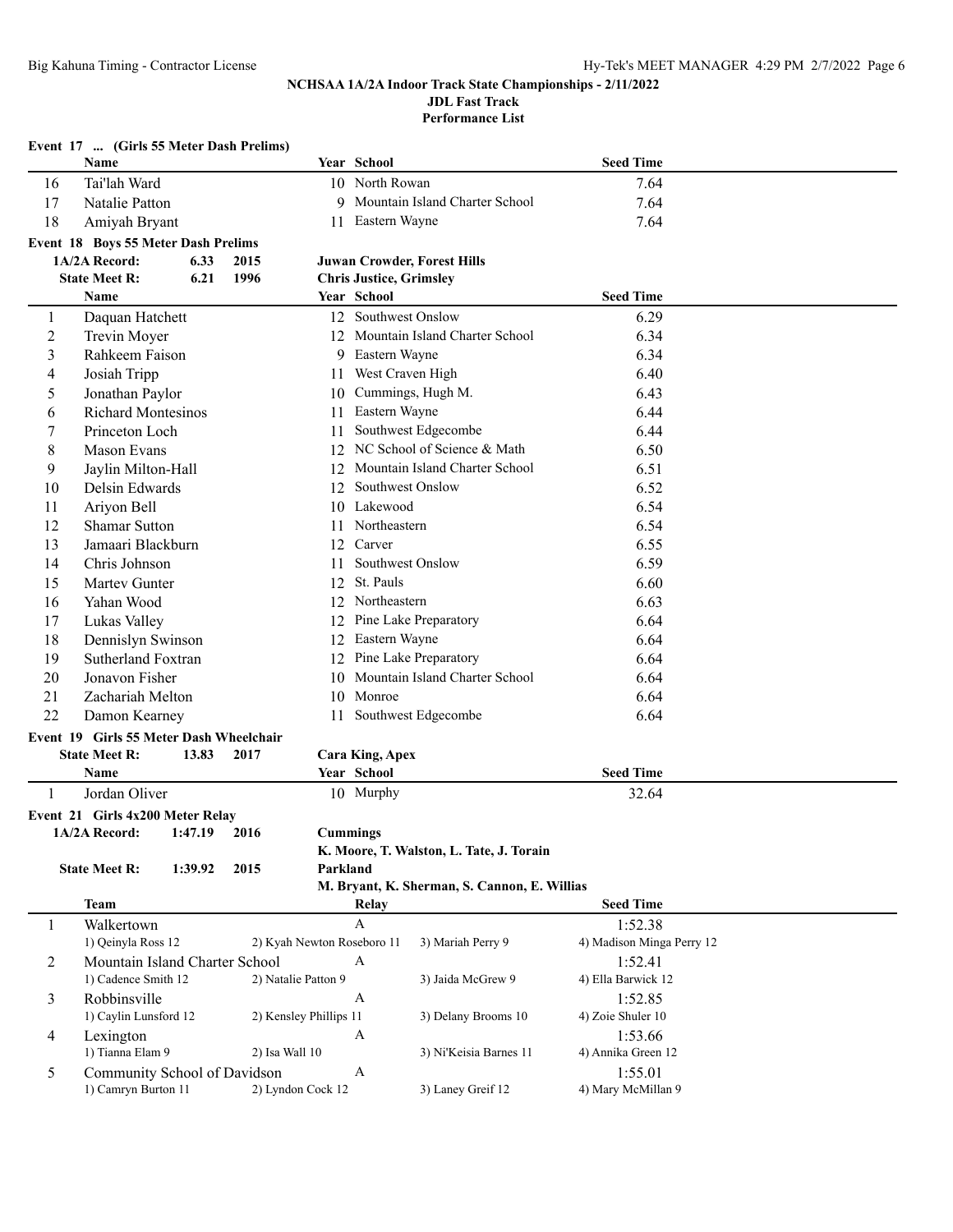NCHSAA 1A/2A Indoor Track State Championships - 2/11/2022

JDL Fast Track

Performance List

**Event 17 ... (Girls 55 Meter Dash Prelims)**

| | Name | Year | School | Seed Time |
|---|---|---|---|---|
| 16 | Tai'lah Ward | 10 | North Rowan | 7.64 |
| 17 | Natalie Patton | 9 | Mountain Island Charter School | 7.64 |
| 18 | Amiyah Bryant | 11 | Eastern Wayne | 7.64 |

**Event 18 Boys 55 Meter Dash Prelims**

**1A/2A Record: 6.33 2015 Juwan Crowder, Forest Hills**

**State Meet R: 6.21 1996 Chris Justice, Grimsley**

| | Name | Year | School | Seed Time |
|---|---|---|---|---|
| 1 | Daquan Hatchett | 12 | Southwest Onslow | 6.29 |
| 2 | Trevin Moyer | 12 | Mountain Island Charter School | 6.34 |
| 3 | Rahkeem Faison | 9 | Eastern Wayne | 6.34 |
| 4 | Josiah Tripp | 11 | West Craven High | 6.40 |
| 5 | Jonathan Paylor | 10 | Cummings, Hugh M. | 6.43 |
| 6 | Richard Montesinos | 11 | Eastern Wayne | 6.44 |
| 7 | Princeton Loch | 11 | Southwest Edgecombe | 6.44 |
| 8 | Mason Evans | 12 | NC School of Science & Math | 6.50 |
| 9 | Jaylin Milton-Hall | 12 | Mountain Island Charter School | 6.51 |
| 10 | Delsin Edwards | 12 | Southwest Onslow | 6.52 |
| 11 | Ariyon Bell | 10 | Lakewood | 6.54 |
| 12 | Shamar Sutton | 11 | Northeastern | 6.54 |
| 13 | Jamaari Blackburn | 12 | Carver | 6.55 |
| 14 | Chris Johnson | 11 | Southwest Onslow | 6.59 |
| 15 | Martev Gunter | 12 | St. Pauls | 6.60 |
| 16 | Yahan Wood | 12 | Northeastern | 6.63 |
| 17 | Lukas Valley | 12 | Pine Lake Preparatory | 6.64 |
| 18 | Dennislyn Swinson | 12 | Eastern Wayne | 6.64 |
| 19 | Sutherland Foxtran | 12 | Pine Lake Preparatory | 6.64 |
| 20 | Jonavon Fisher | 10 | Mountain Island Charter School | 6.64 |
| 21 | Zachariah Melton | 10 | Monroe | 6.64 |
| 22 | Damon Kearney | 11 | Southwest Edgecombe | 6.64 |

**Event 19 Girls 55 Meter Dash Wheelchair**

**State Meet R: 13.83 2017 Cara King, Apex**

| | Name | Year | School | Seed Time |
|---|---|---|---|---|
| 1 | Jordan Oliver | 10 | Murphy | 32.64 |

**Event 21 Girls 4x200 Meter Relay**

**1A/2A Record: 1:47.19 2016 Cummings**
**K. Moore, T. Walston, L. Tate, J. Torain**

**State Meet R: 1:39.92 2015 Parkland**
**M. Bryant, K. Sherman, S. Cannon, E. Willias**

| | Team | Relay | | Seed Time |
|---|---|---|---|---|
| 1 | Walkertown | A | | 1:52.38 |
| | 1) Qeinyla Ross 12 | 2) Kyah Newton Roseboro 11 | 3) Mariah Perry 9 | 4) Madison Minga Perry 12 |
| 2 | Mountain Island Charter School | A | | 1:52.41 |
| | 1) Cadence Smith 12 | 2) Natalie Patton 9 | 3) Jaida McGrew 9 | 4) Ella Barwick 12 |
| 3 | Robbinsville | A | | 1:52.85 |
| | 1) Caylin Lunsford 12 | 2) Kensley Phillips 11 | 3) Delany Brooms 10 | 4) Zoie Shuler 10 |
| 4 | Lexington | A | | 1:53.66 |
| | 1) Tianna Elam 9 | 2) Isa Wall 10 | 3) Ni'Keisia Barnes 11 | 4) Annika Green 12 |
| 5 | Community School of Davidson | A | | 1:55.01 |
| | 1) Camryn Burton 11 | 2) Lyndon Cock 12 | 3) Laney Greif 12 | 4) Mary McMillan 9 |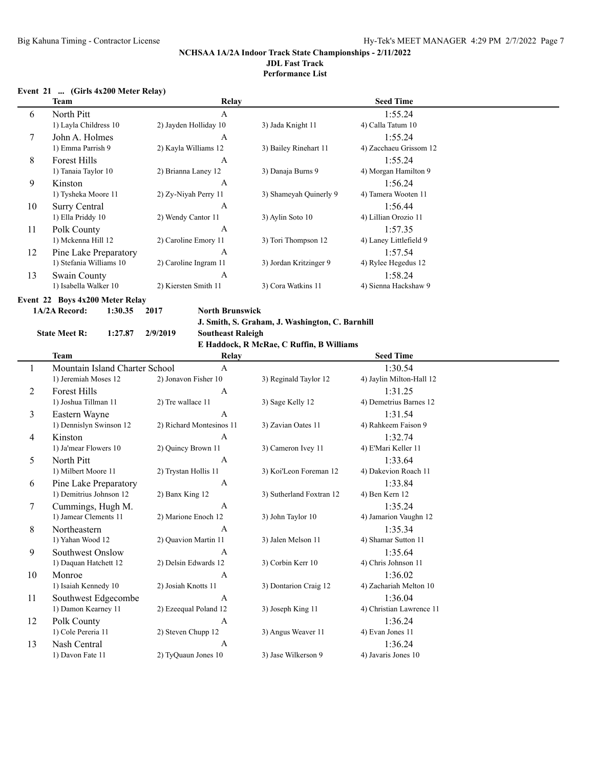**NCHSAA 1A/2A Indoor Track State Championships - 2/11/2022**
**JDL Fast Track**
**Performance List**

### Event 21 ... (Girls 4x200 Meter Relay)

| | Team | Relay | | Seed Time |
|---|---|---|---|---|
| 6 | North Pitt | A | | 1:55.24 |
| | 1) Layla Childress 10 | 2) Jayden Holliday 10 | 3) Jada Knight 11 | 4) Calla Tatum 10 |
| 7 | John A. Holmes | A | | 1:55.24 |
| | 1) Emma Parrish 9 | 2) Kayla Williams 12 | 3) Bailey Rinehart 11 | 4) Zacchaeu Grissom 12 |
| 8 | Forest Hills | A | | 1:55.24 |
| | 1) Tanaia Taylor 10 | 2) Brianna Laney 12 | 3) Danaja Burns 9 | 4) Morgan Hamilton 9 |
| 9 | Kinston | A | | 1:56.24 |
| | 1) Tysheka Moore 11 | 2) Zy-Niyah Perry 11 | 3) Shameyah Quinerly 9 | 4) Tamera Wooten 11 |
| 10 | Surry Central | A | | 1:56.44 |
| | 1) Ella Priddy 10 | 2) Wendy Cantor 11 | 3) Aylin Soto 10 | 4) Lillian Orozio 11 |
| 11 | Polk County | A | | 1:57.35 |
| | 1) Mckenna Hill 12 | 2) Caroline Emory 11 | 3) Tori Thompson 12 | 4) Laney Littlefield 9 |
| 12 | Pine Lake Preparatory | A | | 1:57.54 |
| | 1) Stefania Williams 10 | 2) Caroline Ingram 11 | 3) Jordan Kritzinger 9 | 4) Rylee Hegedus 12 |
| 13 | Swain County | A | | 1:58.24 |
| | 1) Isabella Walker 10 | 2) Kiersten Smith 11 | 3) Cora Watkins 11 | 4) Sienna Hackshaw 9 |

### Event 22 Boys 4x200 Meter Relay

**1A/2A Record:** 1:30.35 2017 **North Brunswick**
**J. Smith, S. Graham, J. Washington, C. Barnhill**

**State Meet R:** 1:27.87 2/9/2019 **Southeast Raleigh**
**E Haddock, R McRae, C Ruffin, B Williams**

| | Team | Relay | | Seed Time |
|---|---|---|---|---|
| 1 | Mountain Island Charter School | A | | 1:30.54 |
| | 1) Jeremiah Moses 12 | 2) Jonavon Fisher 10 | 3) Reginald Taylor 12 | 4) Jaylin Milton-Hall 12 |
| 2 | Forest Hills | A | | 1:31.25 |
| | 1) Joshua Tillman 11 | 2) Tre wallace 11 | 3) Sage Kelly 12 | 4) Demetrius Barnes 12 |
| 3 | Eastern Wayne | A | | 1:31.54 |
| | 1) Dennislyn Swinson 12 | 2) Richard Montesinos 11 | 3) Zavian Oates 11 | 4) Rahkeem Faison 9 |
| 4 | Kinston | A | | 1:32.74 |
| | 1) Ja'mear Flowers 10 | 2) Quincy Brown 11 | 3) Cameron Ivey 11 | 4) E'Mari Keller 11 |
| 5 | North Pitt | A | | 1:33.64 |
| | 1) Milbert Moore 11 | 2) Trystan Hollis 11 | 3) Koi'Leon Foreman 12 | 4) Dakevion Roach 11 |
| 6 | Pine Lake Preparatory | A | | 1:33.84 |
| | 1) Demitrius Johnson 12 | 2) Banx King 12 | 3) Sutherland Foxtran 12 | 4) Ben Kern 12 |
| 7 | Cummings, Hugh M. | A | | 1:35.24 |
| | 1) Jamear Clements 11 | 2) Marione Enoch 12 | 3) John Taylor 10 | 4) Jamarion Vaughn 12 |
| 8 | Northeastern | A | | 1:35.34 |
| | 1) Yahan Wood 12 | 2) Quavion Martin 11 | 3) Jalen Melson 11 | 4) Shamar Sutton 11 |
| 9 | Southwest Onslow | A | | 1:35.64 |
| | 1) Daquan Hatchett 12 | 2) Delsin Edwards 12 | 3) Corbin Kerr 10 | 4) Chris Johnson 11 |
| 10 | Monroe | A | | 1:36.02 |
| | 1) Isaiah Kennedy 10 | 2) Josiah Knotts 11 | 3) Dontarion Craig 12 | 4) Zachariah Melton 10 |
| 11 | Southwest Edgecombe | A | | 1:36.04 |
| | 1) Damon Kearney 11 | 2) Ezeequal Poland 12 | 3) Joseph King 11 | 4) Christian Lawrence 11 |
| 12 | Polk County | A | | 1:36.24 |
| | 1) Cole Pereria 11 | 2) Steven Chupp 12 | 3) Angus Weaver 11 | 4) Evan Jones 11 |
| 13 | Nash Central | A | | 1:36.24 |
| | 1) Davon Fate 11 | 2) TyQuaun Jones 10 | 3) Jase Wilkerson 9 | 4) Javaris Jones 10 |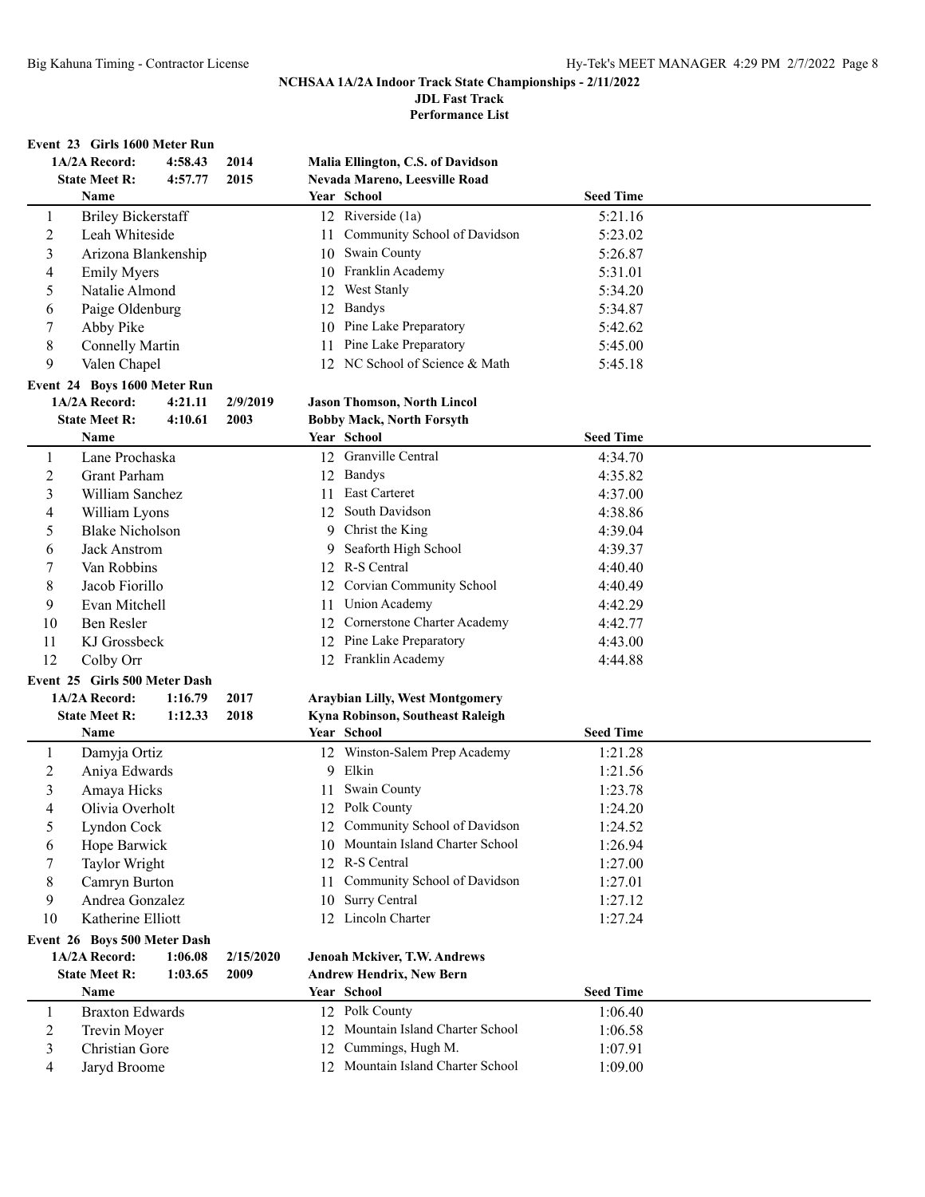# NCHSAA 1A/2A Indoor Track State Championships - 2/11/2022

## JDL Fast Track

## Performance List

### Event 23 Girls 1600 Meter Run

| | | | |
|---|---|---|---|
| 1A/2A Record: | 4:58.43 | 2014 | Malia Ellington, C.S. of Davidson |
| State Meet R: | 4:57.77 | 2015 | Nevada Mareno, Leesville Road |

| | Name | Year | School | Seed Time |
|---|---|---|---|---|
| 1 | Briley Bickerstaff | 12 | Riverside (1a) | 5:21.16 |
| 2 | Leah Whiteside | 11 | Community School of Davidson | 5:23.02 |
| 3 | Arizona Blankenship | 10 | Swain County | 5:26.87 |
| 4 | Emily Myers | 10 | Franklin Academy | 5:31.01 |
| 5 | Natalie Almond | 12 | West Stanly | 5:34.20 |
| 6 | Paige Oldenburg | 12 | Bandys | 5:34.87 |
| 7 | Abby Pike | 10 | Pine Lake Preparatory | 5:42.62 |
| 8 | Connelly Martin | 11 | Pine Lake Preparatory | 5:45.00 |
| 9 | Valen Chapel | 12 | NC School of Science & Math | 5:45.18 |

### Event 24 Boys 1600 Meter Run

| | | | |
|---|---|---|---|
| 1A/2A Record: | 4:21.11 | 2/9/2019 | Jason Thomson, North Lincol |
| State Meet R: | 4:10.61 | 2003 | Bobby Mack, North Forsyth |

| | Name | Year | School | Seed Time |
|---|---|---|---|---|
| 1 | Lane Prochaska | 12 | Granville Central | 4:34.70 |
| 2 | Grant Parham | 12 | Bandys | 4:35.82 |
| 3 | William Sanchez | 11 | East Carteret | 4:37.00 |
| 4 | William Lyons | 12 | South Davidson | 4:38.86 |
| 5 | Blake Nicholson | 9 | Christ the King | 4:39.04 |
| 6 | Jack Anstrom | 9 | Seaforth High School | 4:39.37 |
| 7 | Van Robbins | 12 | R-S Central | 4:40.40 |
| 8 | Jacob Fiorillo | 12 | Corvian Community School | 4:40.49 |
| 9 | Evan Mitchell | 11 | Union Academy | 4:42.29 |
| 10 | Ben Resler | 12 | Cornerstone Charter Academy | 4:42.77 |
| 11 | KJ Grossbeck | 12 | Pine Lake Preparatory | 4:43.00 |
| 12 | Colby Orr | 12 | Franklin Academy | 4:44.88 |

### Event 25 Girls 500 Meter Dash

| | | | |
|---|---|---|---|
| 1A/2A Record: | 1:16.79 | 2017 | Araybian Lilly, West Montgomery |
| State Meet R: | 1:12.33 | 2018 | Kyna Robinson, Southeast Raleigh |

| | Name | Year | School | Seed Time |
|---|---|---|---|---|
| 1 | Damyja Ortiz | 12 | Winston-Salem Prep Academy | 1:21.28 |
| 2 | Aniya Edwards | 9 | Elkin | 1:21.56 |
| 3 | Amaya Hicks | 11 | Swain County | 1:23.78 |
| 4 | Olivia Overholt | 12 | Polk County | 1:24.20 |
| 5 | Lyndon Cock | 12 | Community School of Davidson | 1:24.52 |
| 6 | Hope Barwick | 10 | Mountain Island Charter School | 1:26.94 |
| 7 | Taylor Wright | 12 | R-S Central | 1:27.00 |
| 8 | Camryn Burton | 11 | Community School of Davidson | 1:27.01 |
| 9 | Andrea Gonzalez | 10 | Surry Central | 1:27.12 |
| 10 | Katherine Elliott | 12 | Lincoln Charter | 1:27.24 |

### Event 26 Boys 500 Meter Dash

| | | | |
|---|---|---|---|
| 1A/2A Record: | 1:06.08 | 2/15/2020 | Jenoah Mckiver, T.W. Andrews |
| State Meet R: | 1:03.65 | 2009 | Andrew Hendrix, New Bern |

| | Name | Year | School | Seed Time |
|---|---|---|---|---|
| 1 | Braxton Edwards | 12 | Polk County | 1:06.40 |
| 2 | Trevin Moyer | 12 | Mountain Island Charter School | 1:06.58 |
| 3 | Christian Gore | 12 | Cummings, Hugh M. | 1:07.91 |
| 4 | Jaryd Broome | 12 | Mountain Island Charter School | 1:09.00 |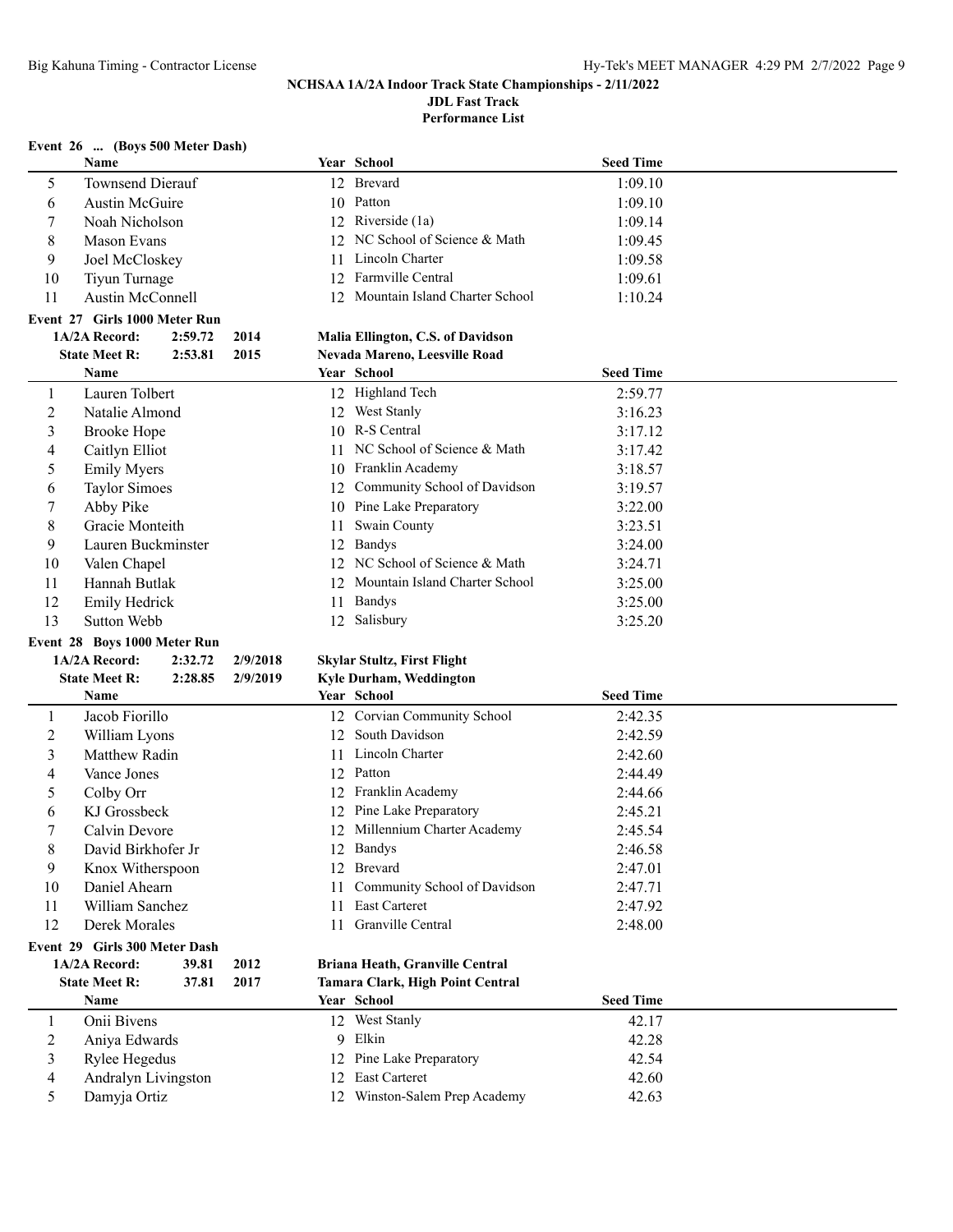## NCHSAA 1A/2A Indoor Track State Championships - 2/11/2022

**JDL Fast Track**

**Performance List**

### Event 26 ... (Boys 500 Meter Dash)

| | Name | Year | School | Seed Time |
|---|---|---|---|---|
| 5 | Townsend Dierauf | 12 | Brevard | 1:09.10 |
| 6 | Austin McGuire | 10 | Patton | 1:09.10 |
| 7 | Noah Nicholson | 12 | Riverside (1a) | 1:09.14 |
| 8 | Mason Evans | 12 | NC School of Science & Math | 1:09.45 |
| 9 | Joel McCloskey | 11 | Lincoln Charter | 1:09.58 |
| 10 | Tiyun Turnage | 12 | Farmville Central | 1:09.61 |
| 11 | Austin McConnell | 12 | Mountain Island Charter School | 1:10.24 |

### Event 27 Girls 1000 Meter Run

**1A/2A Record:** 2:59.72 2014 **Malia Ellington, C.S. of Davidson**

**State Meet R:** 2:53.81 2015 **Nevada Mareno, Leesville Road**

| | Name | Year | School | Seed Time |
|---|---|---|---|---|
| 1 | Lauren Tolbert | 12 | Highland Tech | 2:59.77 |
| 2 | Natalie Almond | 12 | West Stanly | 3:16.23 |
| 3 | Brooke Hope | 10 | R-S Central | 3:17.12 |
| 4 | Caitlyn Elliot | 11 | NC School of Science & Math | 3:17.42 |
| 5 | Emily Myers | 10 | Franklin Academy | 3:18.57 |
| 6 | Taylor Simoes | 12 | Community School of Davidson | 3:19.57 |
| 7 | Abby Pike | 10 | Pine Lake Preparatory | 3:22.00 |
| 8 | Gracie Monteith | 11 | Swain County | 3:23.51 |
| 9 | Lauren Buckminster | 12 | Bandys | 3:24.00 |
| 10 | Valen Chapel | 12 | NC School of Science & Math | 3:24.71 |
| 11 | Hannah Butlak | 12 | Mountain Island Charter School | 3:25.00 |
| 12 | Emily Hedrick | 11 | Bandys | 3:25.00 |
| 13 | Sutton Webb | 12 | Salisbury | 3:25.20 |

### Event 28 Boys 1000 Meter Run

**1A/2A Record:** 2:32.72 2/9/2018 **Skylar Stultz, First Flight**

**State Meet R:** 2:28.85 2/9/2019 **Kyle Durham, Weddington**

| | Name | Year | School | Seed Time |
|---|---|---|---|---|
| 1 | Jacob Fiorillo | 12 | Corvian Community School | 2:42.35 |
| 2 | William Lyons | 12 | South Davidson | 2:42.59 |
| 3 | Matthew Radin | 11 | Lincoln Charter | 2:42.60 |
| 4 | Vance Jones | 12 | Patton | 2:44.49 |
| 5 | Colby Orr | 12 | Franklin Academy | 2:44.66 |
| 6 | KJ Grossbeck | 12 | Pine Lake Preparatory | 2:45.21 |
| 7 | Calvin Devore | 12 | Millennium Charter Academy | 2:45.54 |
| 8 | David Birkhofer Jr | 12 | Bandys | 2:46.58 |
| 9 | Knox Witherspoon | 12 | Brevard | 2:47.01 |
| 10 | Daniel Ahearn | 11 | Community School of Davidson | 2:47.71 |
| 11 | William Sanchez | 11 | East Carteret | 2:47.92 |
| 12 | Derek Morales | 11 | Granville Central | 2:48.00 |

### Event 29 Girls 300 Meter Dash

**1A/2A Record:** 39.81 2012 **Briana Heath, Granville Central**

**State Meet R:** 37.81 2017 **Tamara Clark, High Point Central**

| | Name | Year | School | Seed Time |
|---|---|---|---|---|
| 1 | Onii Bivens | 12 | West Stanly | 42.17 |
| 2 | Aniya Edwards | 9 | Elkin | 42.28 |
| 3 | Rylee Hegedus | 12 | Pine Lake Preparatory | 42.54 |
| 4 | Andralyn Livingston | 12 | East Carteret | 42.60 |
| 5 | Damyja Ortiz | 12 | Winston-Salem Prep Academy | 42.63 |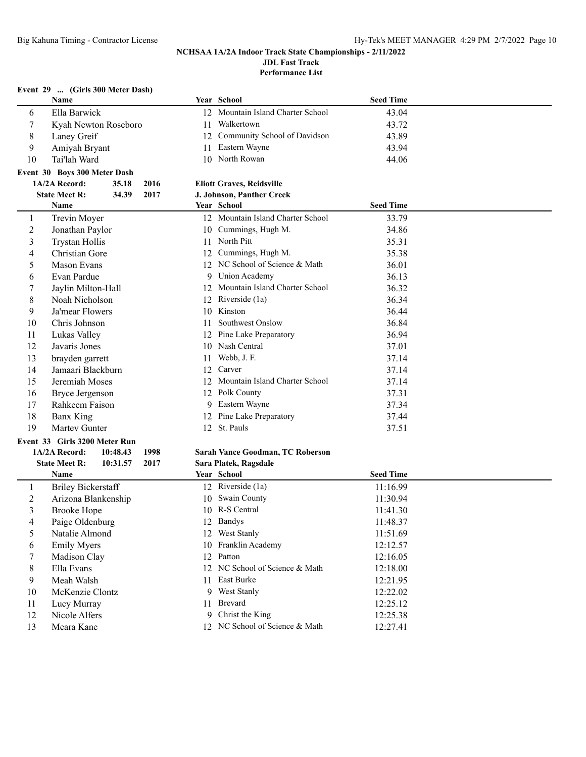NCHSAA 1A/2A Indoor Track State Championships - 2/11/2022

JDL Fast Track

Performance List

**Event 29 ... (Girls 300 Meter Dash)**

| | Name | Year | School | Seed Time |
|---|---|---|---|---|
| 6 | Ella Barwick | 12 | Mountain Island Charter School | 43.04 |
| 7 | Kyah Newton Roseboro | 11 | Walkertown | 43.72 |
| 8 | Laney Greif | 12 | Community School of Davidson | 43.89 |
| 9 | Amiyah Bryant | 11 | Eastern Wayne | 43.94 |
| 10 | Tai'lah Ward | 10 | North Rowan | 44.06 |

**Event 30 Boys 300 Meter Dash**

1A/2A Record: 35.18 2016 Eliott Graves, Reidsville

State Meet R: 34.39 2017 J. Johnson, Panther Creek

| | Name | Year | School | Seed Time |
|---|---|---|---|---|
| 1 | Trevin Moyer | 12 | Mountain Island Charter School | 33.79 |
| 2 | Jonathan Paylor | 10 | Cummings, Hugh M. | 34.86 |
| 3 | Trystan Hollis | 11 | North Pitt | 35.31 |
| 4 | Christian Gore | 12 | Cummings, Hugh M. | 35.38 |
| 5 | Mason Evans | 12 | NC School of Science & Math | 36.01 |
| 6 | Evan Pardue | 9 | Union Academy | 36.13 |
| 7 | Jaylin Milton-Hall | 12 | Mountain Island Charter School | 36.32 |
| 8 | Noah Nicholson | 12 | Riverside (1a) | 36.34 |
| 9 | Ja'mear Flowers | 10 | Kinston | 36.44 |
| 10 | Chris Johnson | 11 | Southwest Onslow | 36.84 |
| 11 | Lukas Valley | 12 | Pine Lake Preparatory | 36.94 |
| 12 | Javaris Jones | 10 | Nash Central | 37.01 |
| 13 | brayden garrett | 11 | Webb, J. F. | 37.14 |
| 14 | Jamaari Blackburn | 12 | Carver | 37.14 |
| 15 | Jeremiah Moses | 12 | Mountain Island Charter School | 37.14 |
| 16 | Bryce Jergenson | 12 | Polk County | 37.31 |
| 17 | Rahkeem Faison | 9 | Eastern Wayne | 37.34 |
| 18 | Banx King | 12 | Pine Lake Preparatory | 37.44 |
| 19 | Martev Gunter | 12 | St. Pauls | 37.51 |

**Event 33 Girls 3200 Meter Run**

1A/2A Record: 10:48.43 1998 Sarah Vance Goodman, TC Roberson

State Meet R: 10:31.57 2017 Sara Platek, Ragsdale

| | Name | Year | School | Seed Time |
|---|---|---|---|---|
| 1 | Briley Bickerstaff | 12 | Riverside (1a) | 11:16.99 |
| 2 | Arizona Blankenship | 10 | Swain County | 11:30.94 |
| 3 | Brooke Hope | 10 | R-S Central | 11:41.30 |
| 4 | Paige Oldenburg | 12 | Bandys | 11:48.37 |
| 5 | Natalie Almond | 12 | West Stanly | 11:51.69 |
| 6 | Emily Myers | 10 | Franklin Academy | 12:12.57 |
| 7 | Madison Clay | 12 | Patton | 12:16.05 |
| 8 | Ella Evans | 12 | NC School of Science & Math | 12:18.00 |
| 9 | Meah Walsh | 11 | East Burke | 12:21.95 |
| 10 | McKenzie Clontz | 9 | West Stanly | 12:22.02 |
| 11 | Lucy Murray | 11 | Brevard | 12:25.12 |
| 12 | Nicole Alfers | 9 | Christ the King | 12:25.38 |
| 13 | Meara Kane | 12 | NC School of Science & Math | 12:27.41 |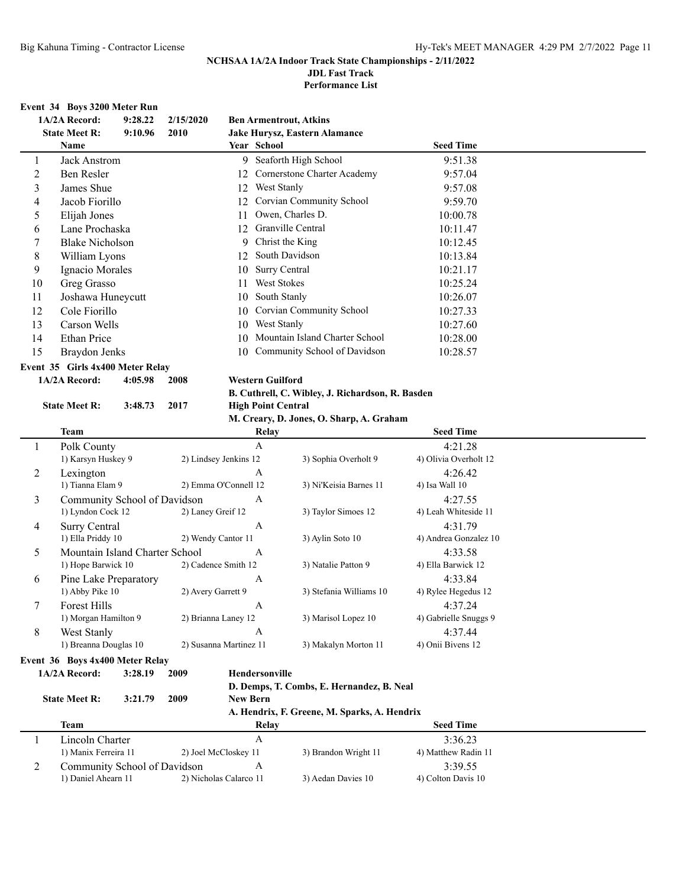**NCHSAA 1A/2A Indoor Track State Championships - 2/11/2022**
**JDL Fast Track**
**Performance List**

### Event 34 Boys 3200 Meter Run

| | | | |
|---|---|---|---|
| 1A/2A Record: | 9:28.22 | 2/15/2020 | Ben Armentrout, Atkins |
| State Meet R: | 9:10.96 | 2010 | Jake Hurysz, Eastern Alamance |

| | Name | Year | School | Seed Time |
|---|---|---|---|---|
| 1 | Jack Anstrom | 9 | Seaforth High School | 9:51.38 |
| 2 | Ben Resler | 12 | Cornerstone Charter Academy | 9:57.04 |
| 3 | James Shue | 12 | West Stanly | 9:57.08 |
| 4 | Jacob Fiorillo | 12 | Corvian Community School | 9:59.70 |
| 5 | Elijah Jones | 11 | Owen, Charles D. | 10:00.78 |
| 6 | Lane Prochaska | 12 | Granville Central | 10:11.47 |
| 7 | Blake Nicholson | 9 | Christ the King | 10:12.45 |
| 8 | William Lyons | 12 | South Davidson | 10:13.84 |
| 9 | Ignacio Morales | 10 | Surry Central | 10:21.17 |
| 10 | Greg Grasso | 11 | West Stokes | 10:25.24 |
| 11 | Joshawa Huneycutt | 10 | South Stanly | 10:26.07 |
| 12 | Cole Fiorillo | 10 | Corvian Community School | 10:27.33 |
| 13 | Carson Wells | 10 | West Stanly | 10:27.60 |
| 14 | Ethan Price | 10 | Mountain Island Charter School | 10:28.00 |
| 15 | Braydon Jenks | 10 | Community School of Davidson | 10:28.57 |

### Event 35 Girls 4x400 Meter Relay

| | | | |
|---|---|---|---|
| 1A/2A Record: | 4:05.98 | 2008 | Western Guilford |
| | | | B. Cuthrell, C. Wibley, J. Richardson, R. Basden |
| State Meet R: | 3:48.73 | 2017 | High Point Central |
| | | | M. Creary, D. Jones, O. Sharp, A. Graham |

| | Team | Relay | | Seed Time |
|---|---|---|---|---|
| 1 | Polk County | A | | 4:21.28 |
| | 1) Karsyn Huskey 9 | 2) Lindsey Jenkins 12 | 3) Sophia Overholt 9 | 4) Olivia Overholt 12 |
| 2 | Lexington | A | | 4:26.42 |
| | 1) Tianna Elam 9 | 2) Emma O'Connell 12 | 3) Ni'Keisia Barnes 11 | 4) Isa Wall 10 |
| 3 | Community School of Davidson | A | | 4:27.55 |
| | 1) Lyndon Cock 12 | 2) Laney Greif 12 | 3) Taylor Simoes 12 | 4) Leah Whiteside 11 |
| 4 | Surry Central | A | | 4:31.79 |
| | 1) Ella Priddy 10 | 2) Wendy Cantor 11 | 3) Aylin Soto 10 | 4) Andrea Gonzalez 10 |
| 5 | Mountain Island Charter School | A | | 4:33.58 |
| | 1) Hope Barwick 10 | 2) Cadence Smith 12 | 3) Natalie Patton 9 | 4) Ella Barwick 12 |
| 6 | Pine Lake Preparatory | A | | 4:33.84 |
| | 1) Abby Pike 10 | 2) Avery Garrett 9 | 3) Stefania Williams 10 | 4) Rylee Hegedus 12 |
| 7 | Forest Hills | A | | 4:37.24 |
| | 1) Morgan Hamilton 9 | 2) Brianna Laney 12 | 3) Marisol Lopez 10 | 4) Gabrielle Snuggs 9 |
| 8 | West Stanly | A | | 4:37.44 |
| | 1) Breanna Douglas 10 | 2) Susanna Martinez 11 | 3) Makalyn Morton 11 | 4) Onii Bivens 12 |

### Event 36 Boys 4x400 Meter Relay

| | | | |
|---|---|---|---|
| 1A/2A Record: | 3:28.19 | 2009 | Hendersonville |
| | | | D. Demps, T. Combs, E. Hernandez, B. Neal |
| State Meet R: | 3:21.79 | 2009 | New Bern |
| | | | A. Hendrix, F. Greene, M. Sparks, A. Hendrix |

| | Team | Relay | | Seed Time |
|---|---|---|---|---|
| 1 | Lincoln Charter | A | | 3:36.23 |
| | 1) Manix Ferreira 11 | 2) Joel McCloskey 11 | 3) Brandon Wright 11 | 4) Matthew Radin 11 |
| 2 | Community School of Davidson | A | | 3:39.55 |
| | 1) Daniel Ahearn 11 | 2) Nicholas Calarco 11 | 3) Aedan Davies 10 | 4) Colton Davis 10 |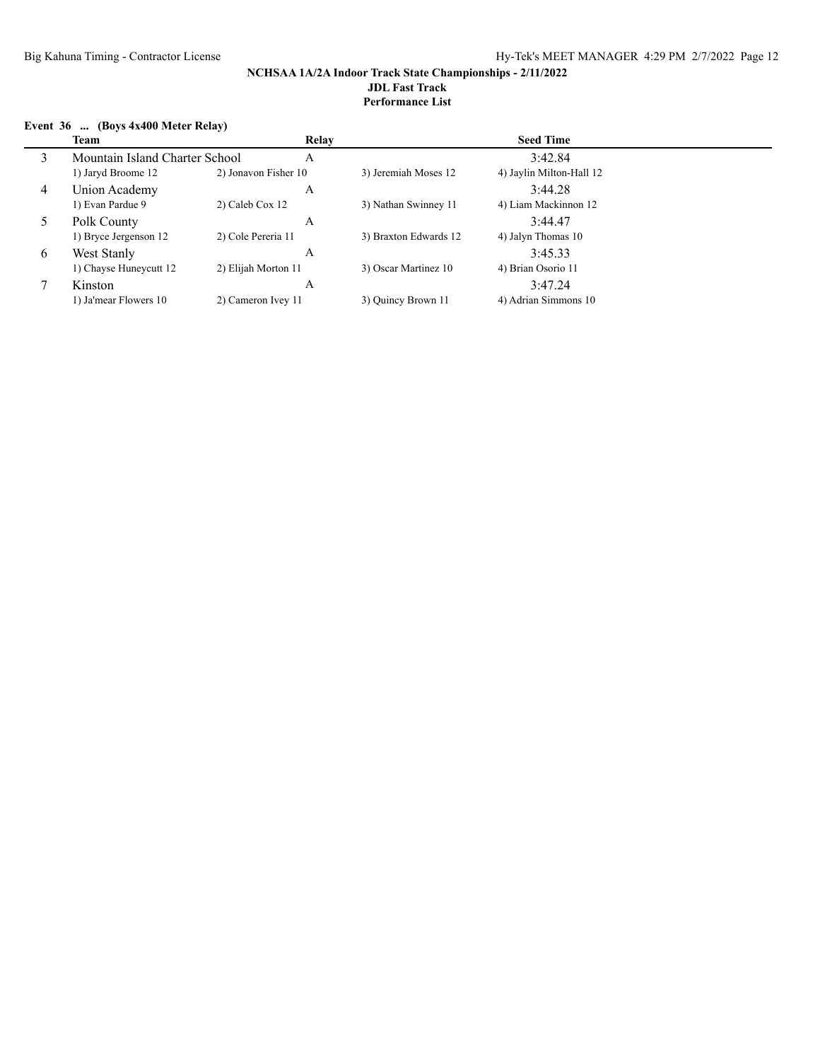# NCHSAA 1A/2A Indoor Track State Championships - 2/11/2022

## JDL Fast Track

## Performance List

### Event 36 ... (Boys 4x400 Meter Relay)

| | Team | Relay | | Seed Time |
|---|---|---|---|---|
| 3 | Mountain Island Charter School | A | | 3:42.84 |
| | 1) Jaryd Broome 12 | 2) Jonavon Fisher 10 | 3) Jeremiah Moses 12 | 4) Jaylin Milton-Hall 12 |
| 4 | Union Academy | A | | 3:44.28 |
| | 1) Evan Pardue 9 | 2) Caleb Cox 12 | 3) Nathan Swinney 11 | 4) Liam Mackinnon 12 |
| 5 | Polk County | A | | 3:44.47 |
| | 1) Bryce Jergenson 12 | 2) Cole Pereria 11 | 3) Braxton Edwards 12 | 4) Jalyn Thomas 10 |
| 6 | West Stanly | A | | 3:45.33 |
| | 1) Chayse Huneycutt 12 | 2) Elijah Morton 11 | 3) Oscar Martinez 10 | 4) Brian Osorio 11 |
| 7 | Kinston | A | | 3:47.24 |
| | 1) Ja'mear Flowers 10 | 2) Cameron Ivey 11 | 3) Quincy Brown 11 | 4) Adrian Simmons 10 |